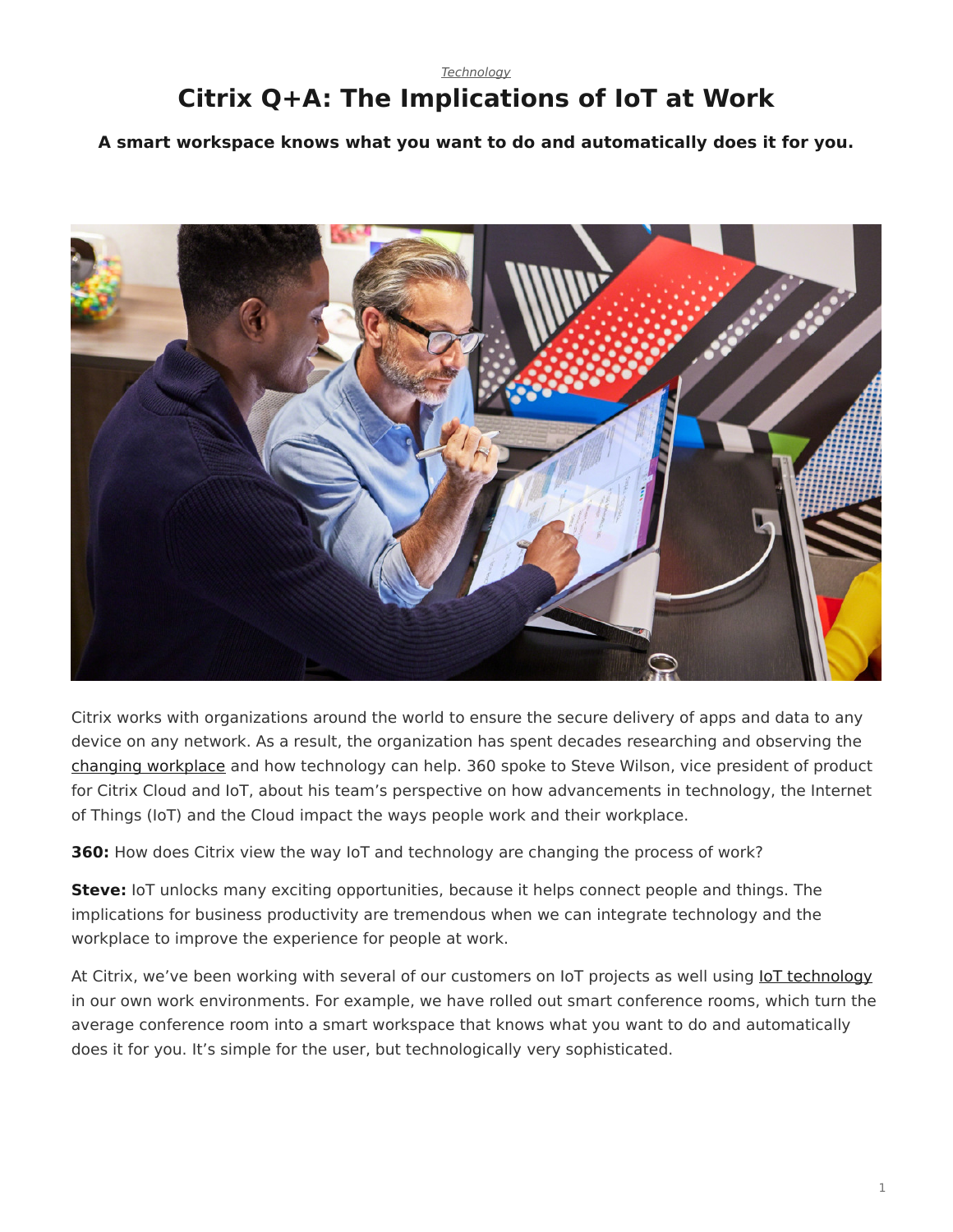*Technology*

# Citrix Q+A: The Implications of IoT at Work

**A smart workspace knows what you want to do and automatically does it for you.**

Citrix works with organizations around the world to ensure the secure delivery of apps and data to any device on any network. As a result, the organization has spent decades researching and observing the changing workplace and how technology can help. 360 spoke to Steve Wilson, vice president of product for Citrix Cloud and IoT, about his team's perspective on how advancements in technology, the Internet of Things (IoT) and the Cloud impact the ways people work and their workplace.

**360:** How does Citrix view the way IoT and technology are changing the process of work?

**Steve:** IoT unlocks many exciting opportunities, because it helps connect people and things. The implications for business productivity are tremendous when we can integrate technology and the workplace to improve the experience for people at work.

At Citrix, we've been working with several of our customers on IoT projects as well using IoT technology in our own work environments. For example, we have rolled out smart conference rooms, which turn the average conference room into a smart workspace that knows what you want to do and automatically does it for you. It's simple for the user, but technologically very sophisticated.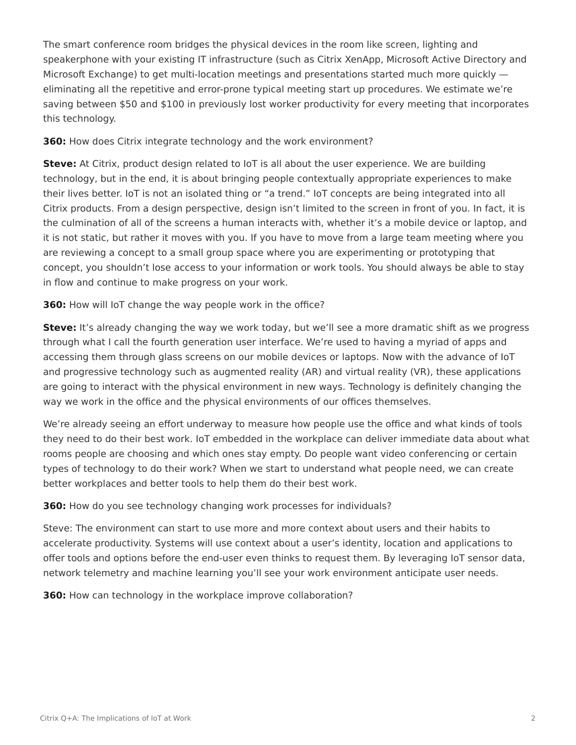The smart conference room bridges the physical devices in the room like screen, lighting and speakerphone with your existing IT infrastructure (such as Citrix XenApp, Microsoft Active Directory and Microsoft Exchange) to get multi-location meetings and presentations started much more quickly — eliminating all the repetitive and error-prone typical meeting start up procedures. We estimate we're saving between $50 and $100 in previously lost worker productivity for every meeting that incorporates this technology.

**360:** How does Citrix integrate technology and the work environment?

**Steve:** At Citrix, product design related to IoT is all about the user experience. We are building technology, but in the end, it is about bringing people contextually appropriate experiences to make their lives better. IoT is not an isolated thing or "a trend." IoT concepts are being integrated into all Citrix products. From a design perspective, design isn't limited to the screen in front of you. In fact, it is the culmination of all of the screens a human interacts with, whether it's a mobile device or laptop, and it is not static, but rather it moves with you. If you have to move from a large team meeting where you are reviewing a concept to a small group space where you are experimenting or prototyping that concept, you shouldn't lose access to your information or work tools. You should always be able to stay in flow and continue to make progress on your work.

**360:** How will IoT change the way people work in the office?

**Steve:** It's already changing the way we work today, but we'll see a more dramatic shift as we progress through what I call the fourth generation user interface. We're used to having a myriad of apps and accessing them through glass screens on our mobile devices or laptops. Now with the advance of IoT and progressive technology such as augmented reality (AR) and virtual reality (VR), these applications are going to interact with the physical environment in new ways. Technology is definitely changing the way we work in the office and the physical environments of our offices themselves.

We're already seeing an effort underway to measure how people use the office and what kinds of tools they need to do their best work. IoT embedded in the workplace can deliver immediate data about what rooms people are choosing and which ones stay empty. Do people want video conferencing or certain types of technology to do their work? When we start to understand what people need, we can create better workplaces and better tools to help them do their best work.

**360:** How do you see technology changing work processes for individuals?

Steve: The environment can start to use more and more context about users and their habits to accelerate productivity. Systems will use context about a user's identity, location and applications to offer tools and options before the end-user even thinks to request them. By leveraging IoT sensor data, network telemetry and machine learning you'll see your work environment anticipate user needs.

**360:** How can technology in the workplace improve collaboration?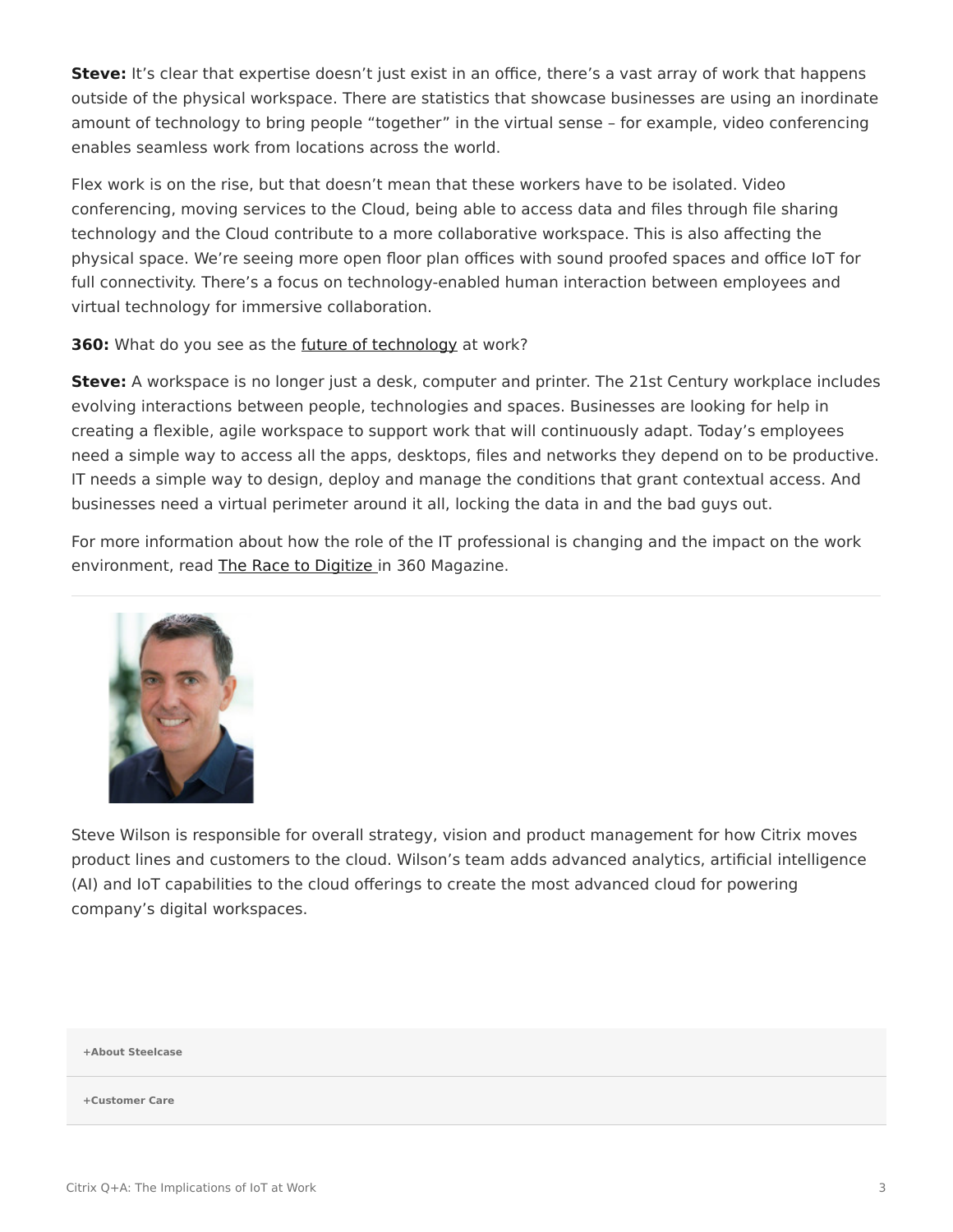**Steve:** It's clear that expertise doesn't just exist in an office, there's a vast array of work that happens outside of the physical workspace. There are statistics that showcase businesses are using an inordinate amount of technology to bring people "together" in the virtual sense – for example, video conferencing enables seamless work from locations across the world.

Flex work is on the rise, but that doesn't mean that these workers have to be isolated. Video conferencing, moving services to the Cloud, being able to access data and files through file sharing technology and the Cloud contribute to a more collaborative workspace. This is also affecting the physical space. We're seeing more open floor plan offices with sound proofed spaces and office IoT for full connectivity. There's a focus on technology-enabled human interaction between employees and virtual technology for immersive collaboration.

**360:** What do you see as the future of technology at work?

**Steve:** A workspace is no longer just a desk, computer and printer. The 21st Century workplace includes evolving interactions between people, technologies and spaces. Businesses are looking for help in creating a flexible, agile workspace to support work that will continuously adapt. Today's employees need a simple way to access all the apps, desktops, files and networks they depend on to be productive. IT needs a simple way to design, deploy and manage the conditions that grant contextual access. And businesses need a virtual perimeter around it all, locking the data in and the bad guys out.

For more information about how the role of the IT professional is changing and the impact on the work environment, read The Race to Digitize in 360 Magazine.

---

Steve Wilson is responsible for overall strategy, vision and product management for how Citrix moves product lines and customers to the cloud. Wilson's team adds advanced analytics, artificial intelligence (AI) and IoT capabilities to the cloud offerings to create the most advanced cloud for powering company's digital workspaces.

**+About Steelcase**

**+Customer Care**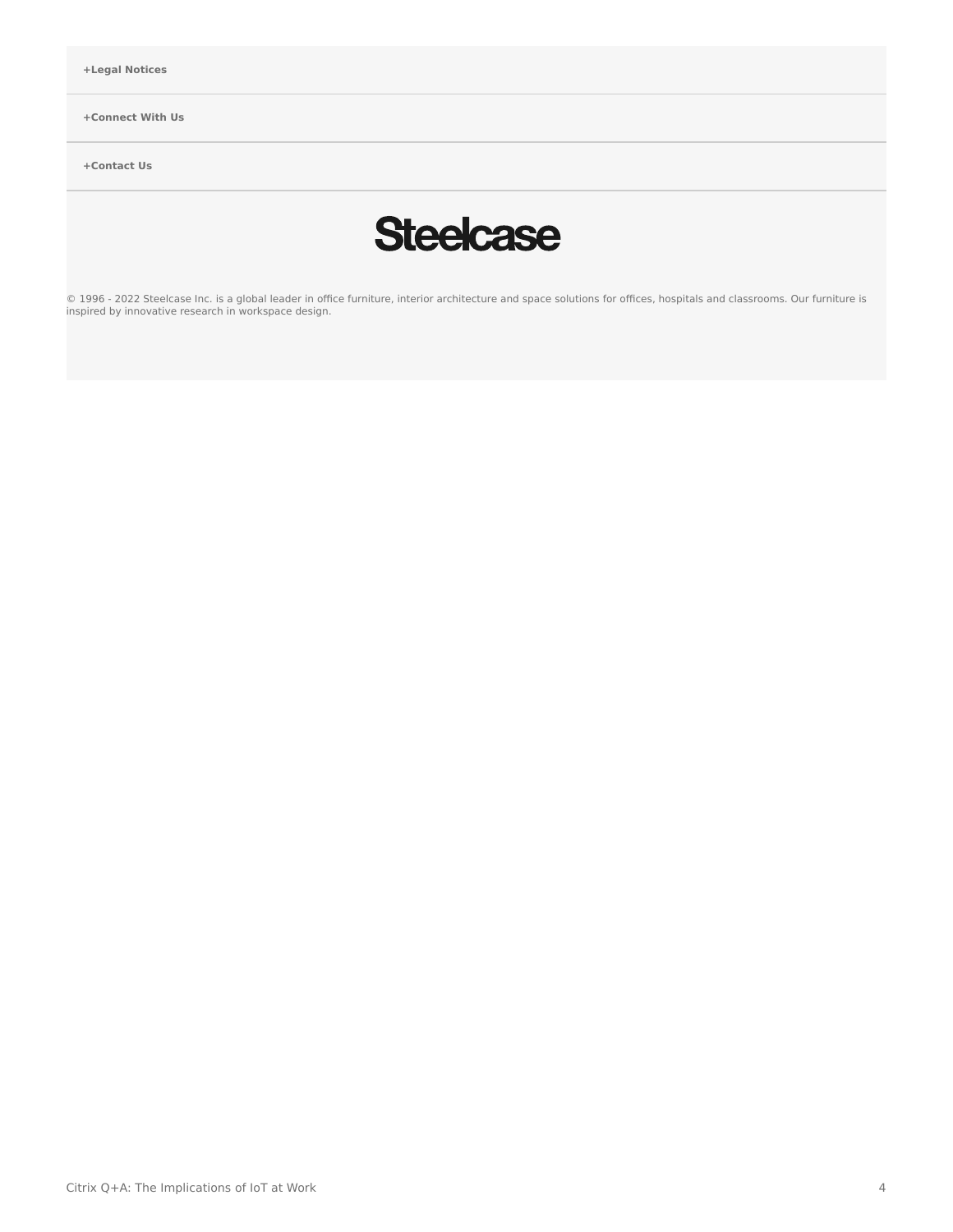**+Legal Notices**

**+Connect With Us**

**+Contact Us**

Steelcase

© 1996 - 2022 Steelcase Inc. is a global leader in office furniture, interior architecture and space solutions for offices, hospitals and classrooms. Our furniture is inspired by innovative research in workspace design.